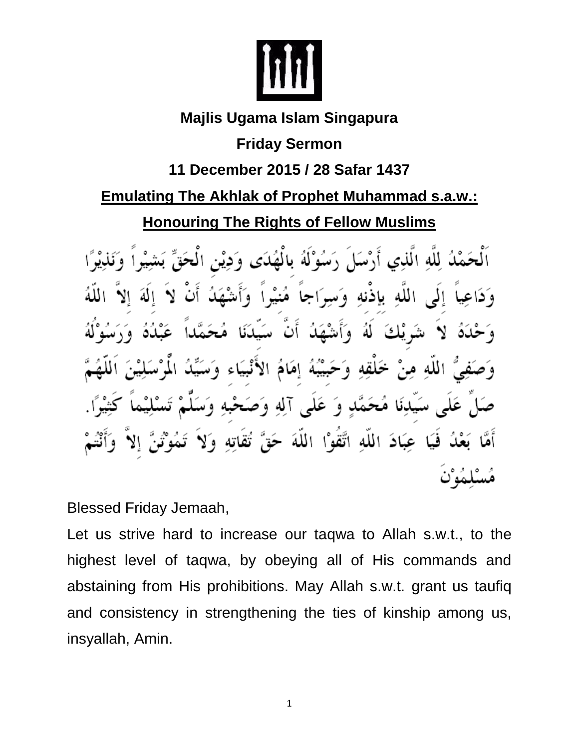**Majlis Ugama Islam Singapura**

**Friday Sermon**

**11 December 2015 / 28 Safar 1437**

## Emulating The Akhlak of Prophet Muhammad s.a.w.: Honouring The Rights of Fellow Muslims

اَلْحَمْدُ لِلَّهِ الَّذِي أَرْسَلَ رَسُوْلَهُ بِالْهُدَى وَدِيْنِ الْحَقِّ بَشِيْراً وَنَذِيْرًا وَدَاعِياً إِلَى اللَّهِ بِإِذْنِهِ وَسِرَاجاً مُنِيْراً وَأَشْهَدُ أَنْ لاَ إِلَهَ إِلاَّ اللّهُ وَحْدَهُ لاَ شَرِيْكَ لَهُ وَأَشْهَدُ أَنَّ سَيِّدَنَا مُحَمَّداً عَبْدُهُ وَرَسُوْلُهُ وَصَفِيُّ اللّهِ مِنْ خَلْقِهِ وَحَبِيْبُهُ إِمَامُ الأَنْبِيَاءِ وَسَيِّدُ الْمُرْسَلِيْنَ اَللّهُمَّ صَلِّ عَلَى سَيِّدِنَا مُحَمَّدٍ وَ عَلَى آلِهِ وَصَحْبِهِ وَسَلِّمْ تَسْلِيْماً كَثِيْرًا. أَمَّا بَعْدُ فَيَا عِبَادَ اللّهِ اتَّقُوْا اللّهَ حَقَّ تُقَاتِهِ وَلاَ تَمُوْتُنَّ إِلاَّ وَأَنْتُمْ مُسْلِمُوْنَ

Blessed Friday Jemaah,

Let us strive hard to increase our taqwa to Allah s.w.t., to the highest level of taqwa, by obeying all of His commands and abstaining from His prohibitions. May Allah s.w.t. grant us taufiq and consistency in strengthening the ties of kinship among us, insyallah, Amin.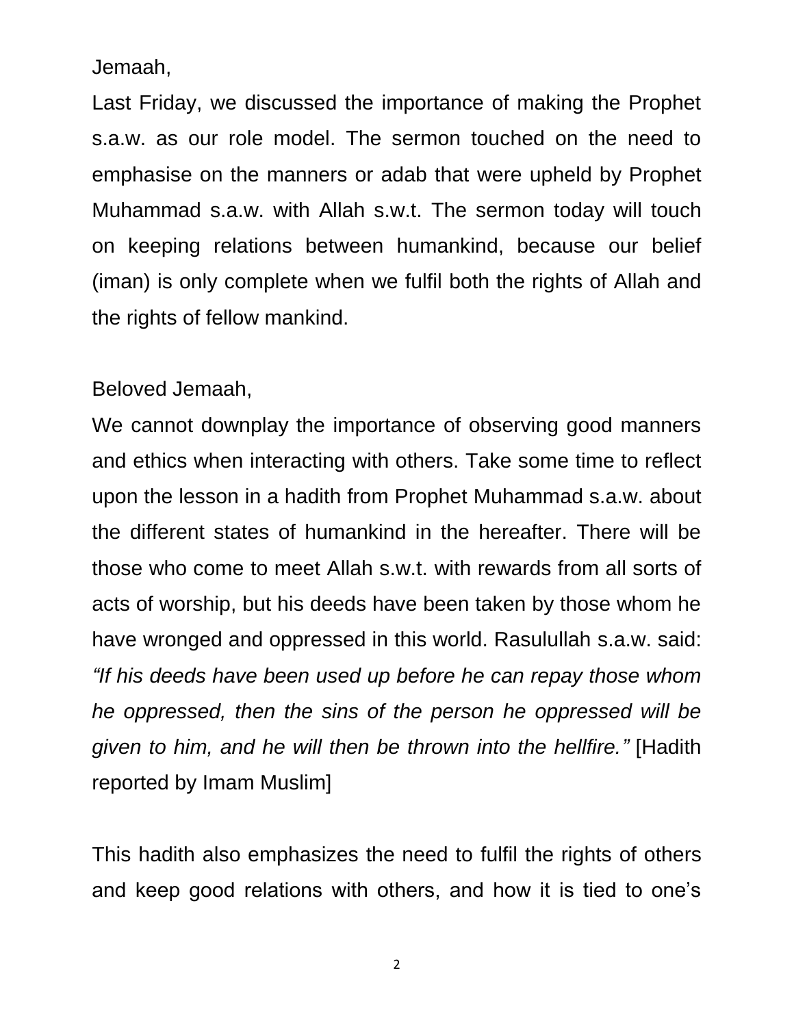Jemaah,

Last Friday, we discussed the importance of making the Prophet s.a.w. as our role model. The sermon touched on the need to emphasise on the manners or adab that were upheld by Prophet Muhammad s.a.w. with Allah s.w.t. The sermon today will touch on keeping relations between humankind, because our belief (iman) is only complete when we fulfil both the rights of Allah and the rights of fellow mankind.

Beloved Jemaah,

We cannot downplay the importance of observing good manners and ethics when interacting with others. Take some time to reflect upon the lesson in a hadith from Prophet Muhammad s.a.w. about the different states of humankind in the hereafter. There will be those who come to meet Allah s.w.t. with rewards from all sorts of acts of worship, but his deeds have been taken by those whom he have wronged and oppressed in this world. Rasulullah s.a.w. said: *"If his deeds have been used up before he can repay those whom he oppressed, then the sins of the person he oppressed will be given to him, and he will then be thrown into the hellfire."* [Hadith reported by Imam Muslim]

This hadith also emphasizes the need to fulfil the rights of others and keep good relations with others, and how it is tied to one's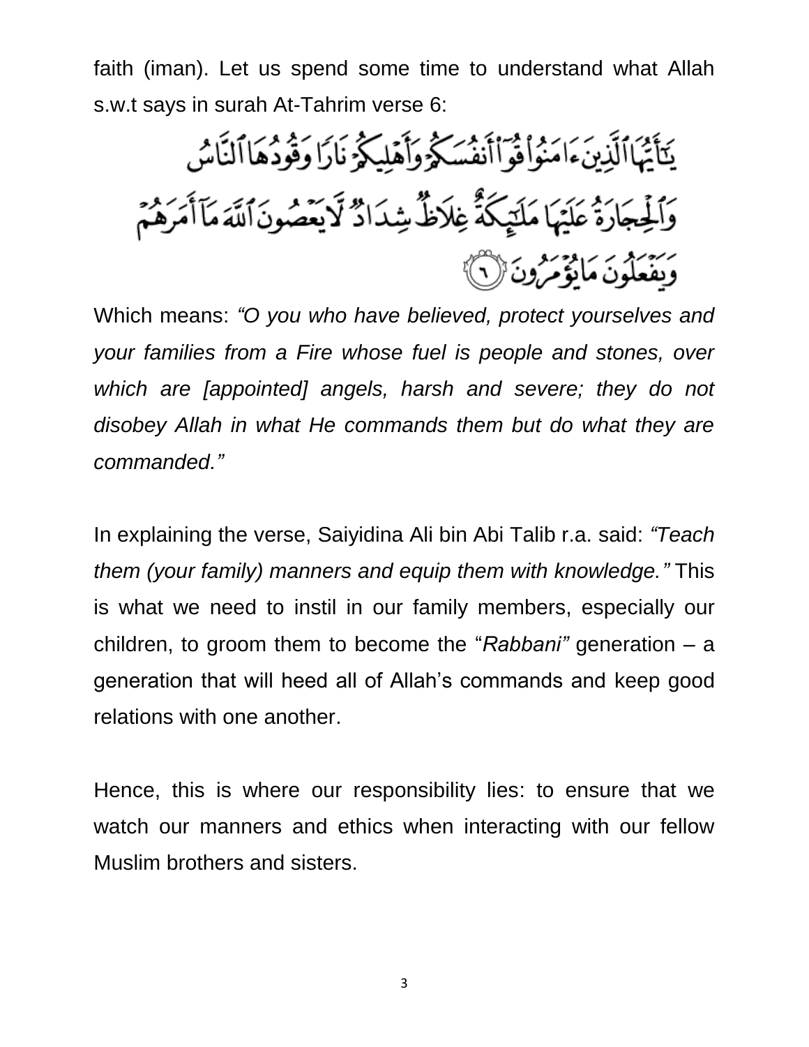faith (iman). Let us spend some time to understand what Allah s.w.t says in surah At-Tahrim verse 6:

يَٰٓأَيُّهَا ٱلَّذِينَ ءَامَنُوا۟ قُوٓا۟ أَنفُسَكُمْ وَأَهْلِيكُمْ نَارًا وَقُودُهَا ٱلنَّاسُ وَٱلْحِجَارَةُ عَلَيْهَا مَلَٰٓئِكَةٌ غِلَاظٌ شِدَادٌ لَّا يَعْصُونَ ٱللَّهَ مَآ أَمَرَهُمْ وَيَفْعَلُونَ مَا يُؤْمَرُونَ ﴿٦﴾

Which means: *"O you who have believed, protect yourselves and your families from a Fire whose fuel is people and stones, over which are [appointed] angels, harsh and severe; they do not disobey Allah in what He commands them but do what they are commanded."*

In explaining the verse, Saiyidina Ali bin Abi Talib r.a. said: *"Teach them (your family) manners and equip them with knowledge."* This is what we need to instil in our family members, especially our children, to groom them to become the "*Rabbani"* generation – a generation that will heed all of Allah's commands and keep good relations with one another.

Hence, this is where our responsibility lies: to ensure that we watch our manners and ethics when interacting with our fellow Muslim brothers and sisters.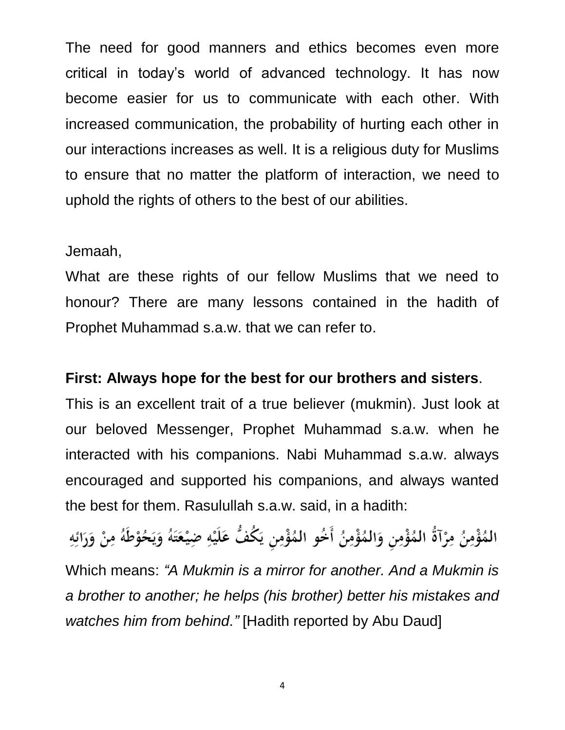The need for good manners and ethics becomes even more critical in today's world of advanced technology. It has now become easier for us to communicate with each other. With increased communication, the probability of hurting each other in our interactions increases as well. It is a religious duty for Muslims to ensure that no matter the platform of interaction, we need to uphold the rights of others to the best of our abilities.

Jemaah,

What are these rights of our fellow Muslims that we need to honour? There are many lessons contained in the hadith of Prophet Muhammad s.a.w. that we can refer to.

**First: Always hope for the best for our brothers and sisters**.

This is an excellent trait of a true believer (mukmin). Just look at our beloved Messenger, Prophet Muhammad s.a.w. when he interacted with his companions. Nabi Muhammad s.a.w. always encouraged and supported his companions, and always wanted the best for them. Rasulullah s.a.w. said, in a hadith:

الْمُؤْمِنُ مِرْآةُ الْمُؤْمِنِ وَالْمُؤْمِنُ أَخُو الْمُؤْمِنِ يَكُفُّ عَلَيْهِ ضَيْعَتَهُ وَيَحُوطُهُ مِنْ وَرَائِهِ

Which means: *"A Mukmin is a mirror for another. And a Mukmin is a brother to another; he helps (his brother) better his mistakes and watches him from behind."* [Hadith reported by Abu Daud]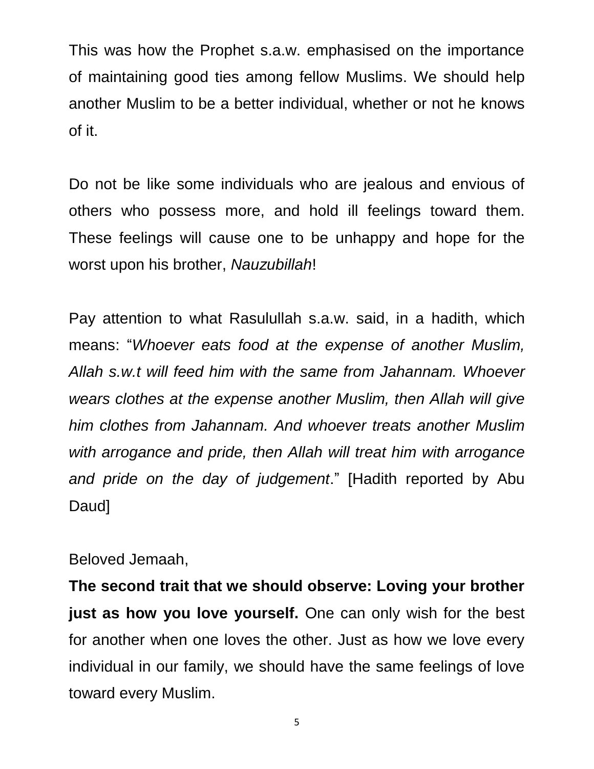This was how the Prophet s.a.w. emphasised on the importance of maintaining good ties among fellow Muslims. We should help another Muslim to be a better individual, whether or not he knows of it.

Do not be like some individuals who are jealous and envious of others who possess more, and hold ill feelings toward them. These feelings will cause one to be unhappy and hope for the worst upon his brother, *Nauzubillah*!

Pay attention to what Rasulullah s.a.w. said, in a hadith, which means: "*Whoever eats food at the expense of another Muslim, Allah s.w.t will feed him with the same from Jahannam. Whoever wears clothes at the expense another Muslim, then Allah will give him clothes from Jahannam. And whoever treats another Muslim with arrogance and pride, then Allah will treat him with arrogance and pride on the day of judgement*." [Hadith reported by Abu Daud]

Beloved Jemaah,

**The second trait that we should observe: Loving your brother just as how you love yourself.** One can only wish for the best for another when one loves the other. Just as how we love every individual in our family, we should have the same feelings of love toward every Muslim.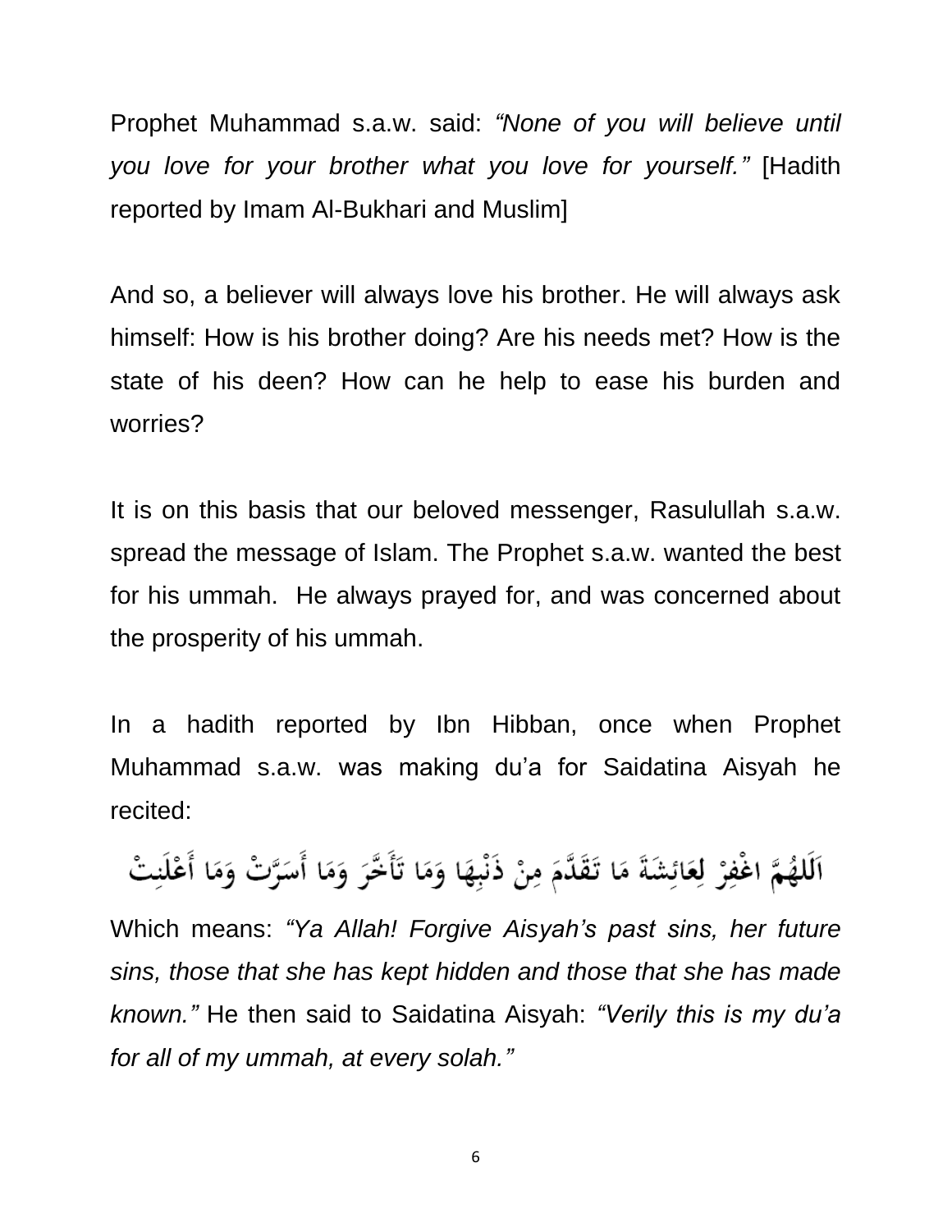Prophet Muhammad s.a.w. said: *"None of you will believe until you love for your brother what you love for yourself."* [Hadith reported by Imam Al-Bukhari and Muslim]

And so, a believer will always love his brother. He will always ask himself: How is his brother doing? Are his needs met? How is the state of his deen? How can he help to ease his burden and worries?

It is on this basis that our beloved messenger, Rasulullah s.a.w. spread the message of Islam. The Prophet s.a.w. wanted the best for his ummah. He always prayed for, and was concerned about the prosperity of his ummah.

In a hadith reported by Ibn Hibban, once when Prophet Muhammad s.a.w. was making du'a for Saidatina Aisyah he recited:

اَللَّهُمَّ اغْفِرْ لِعَائِشَةَ مَا تَقَدَّمَ مِنْ ذَنْبِهَا وَمَا تَأَخَّرَ وَمَا أَسَرَّتْ وَمَا أَعْلَنَتْ

Which means: *"Ya Allah! Forgive Aisyah's past sins, her future sins, those that she has kept hidden and those that she has made known."* He then said to Saidatina Aisyah: *"Verily this is my du'a for all of my ummah, at every solah."*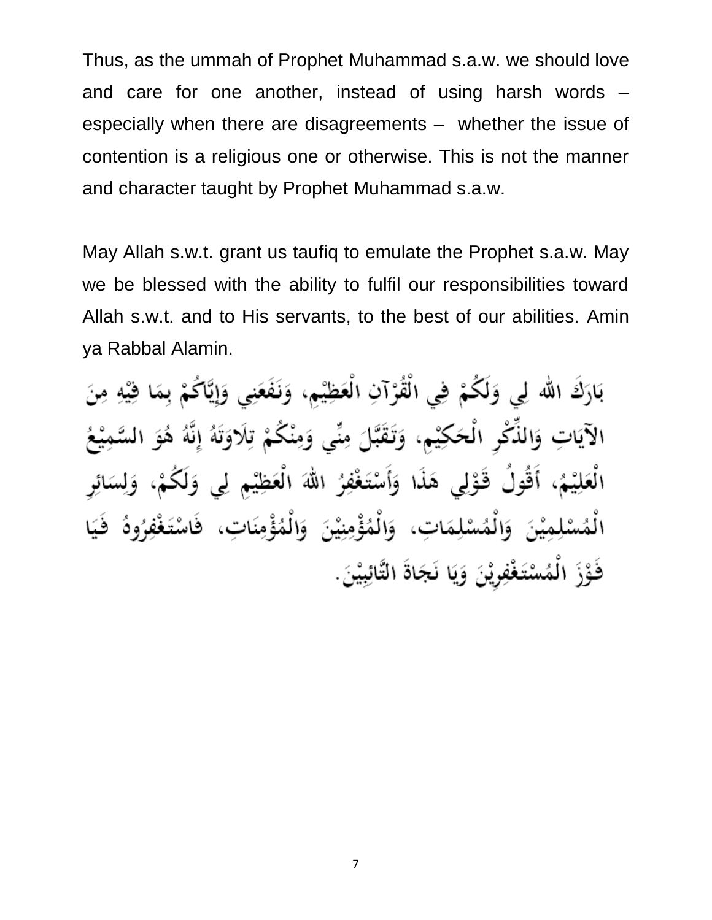Thus, as the ummah of Prophet Muhammad s.a.w. we should love and care for one another, instead of using harsh words – especially when there are disagreements – whether the issue of contention is a religious one or otherwise. This is not the manner and character taught by Prophet Muhammad s.a.w.

May Allah s.w.t. grant us taufiq to emulate the Prophet s.a.w. May we be blessed with the ability to fulfil our responsibilities toward Allah s.w.t. and to His servants, to the best of our abilities. Amin ya Rabbal Alamin.

بَارَكَ اللهُ لِي وَلَكُمْ فِي الْقُرْآنِ الْعَظِيْمِ، وَنَفَعَنِي وَإِيَّاكُمْ بِمَا فِيْهِ مِنَ الآيَاتِ وَالذِّكْرِ الْحَكِيْمِ، وَتَقَبَّلَ مِنِّي وَمِنْكُمْ تِلَاوَتَهُ إِنَّهُ هُوَ السَّمِيْعُ الْعَلِيْمُ، أَقُوْلُ قَوْلِي هَذَا وَأَسْتَغْفِرُ اللهَ الْعَظِيْمَ لِي وَلَكُمْ، وَلِسَائِرِ الْمُسْلِمِيْنَ وَالْمُسْلِمَاتِ، وَالْمُؤْمِنِيْنَ وَالْمُؤْمِنَاتِ، فَاسْتَغْفِرُوهُ فَيَا فَوْزَ الْمُسْتَغْفِرِيْنَ وَيَا نَجَاةَ التَّائِبِيْنَ.